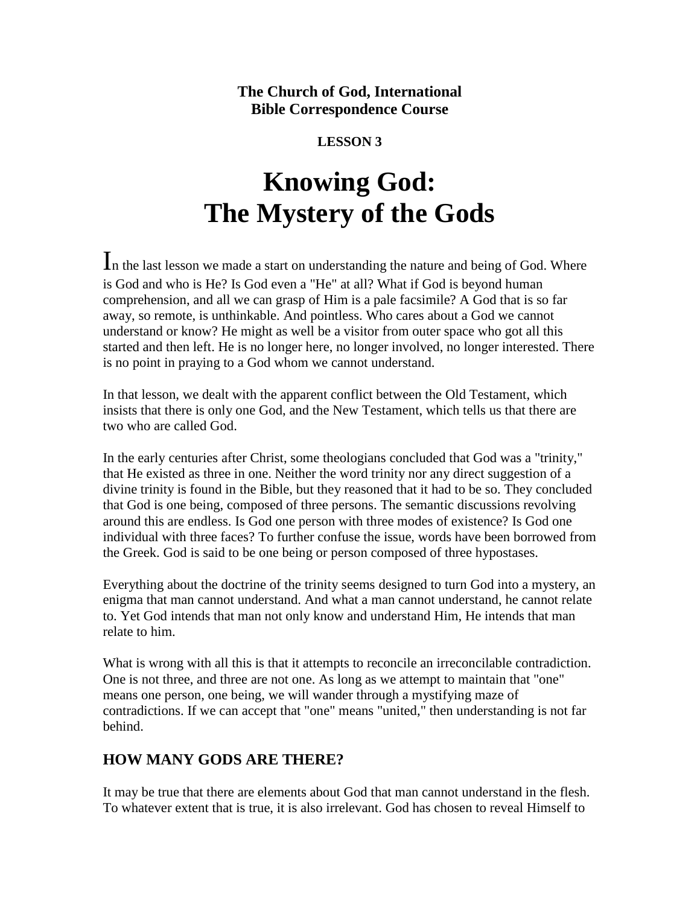**The Church of God, International**
**Bible Correspondence Course**

**LESSON 3**

# Knowing God: The Mystery of the Gods

In the last lesson we made a start on understanding the nature and being of God. Where is God and who is He? Is God even a "He" at all? What if God is beyond human comprehension, and all we can grasp of Him is a pale facsimile? A God that is so far away, so remote, is unthinkable. And pointless. Who cares about a God we cannot understand or know? He might as well be a visitor from outer space who got all this started and then left. He is no longer here, no longer involved, no longer interested. There is no point in praying to a God whom we cannot understand.

In that lesson, we dealt with the apparent conflict between the Old Testament, which insists that there is only one God, and the New Testament, which tells us that there are two who are called God.

In the early centuries after Christ, some theologians concluded that God was a "trinity," that He existed as three in one. Neither the word trinity nor any direct suggestion of a divine trinity is found in the Bible, but they reasoned that it had to be so. They concluded that God is one being, composed of three persons. The semantic discussions revolving around this are endless. Is God one person with three modes of existence? Is God one individual with three faces? To further confuse the issue, words have been borrowed from the Greek. God is said to be one being or person composed of three hypostases.

Everything about the doctrine of the trinity seems designed to turn God into a mystery, an enigma that man cannot understand. And what a man cannot understand, he cannot relate to. Yet God intends that man not only know and understand Him, He intends that man relate to him.

What is wrong with all this is that it attempts to reconcile an irreconcilable contradiction. One is not three, and three are not one. As long as we attempt to maintain that "one" means one person, one being, we will wander through a mystifying maze of contradictions. If we can accept that "one" means "united," then understanding is not far behind.

## HOW MANY GODS ARE THERE?

It may be true that there are elements about God that man cannot understand in the flesh. To whatever extent that is true, it is also irrelevant. God has chosen to reveal Himself to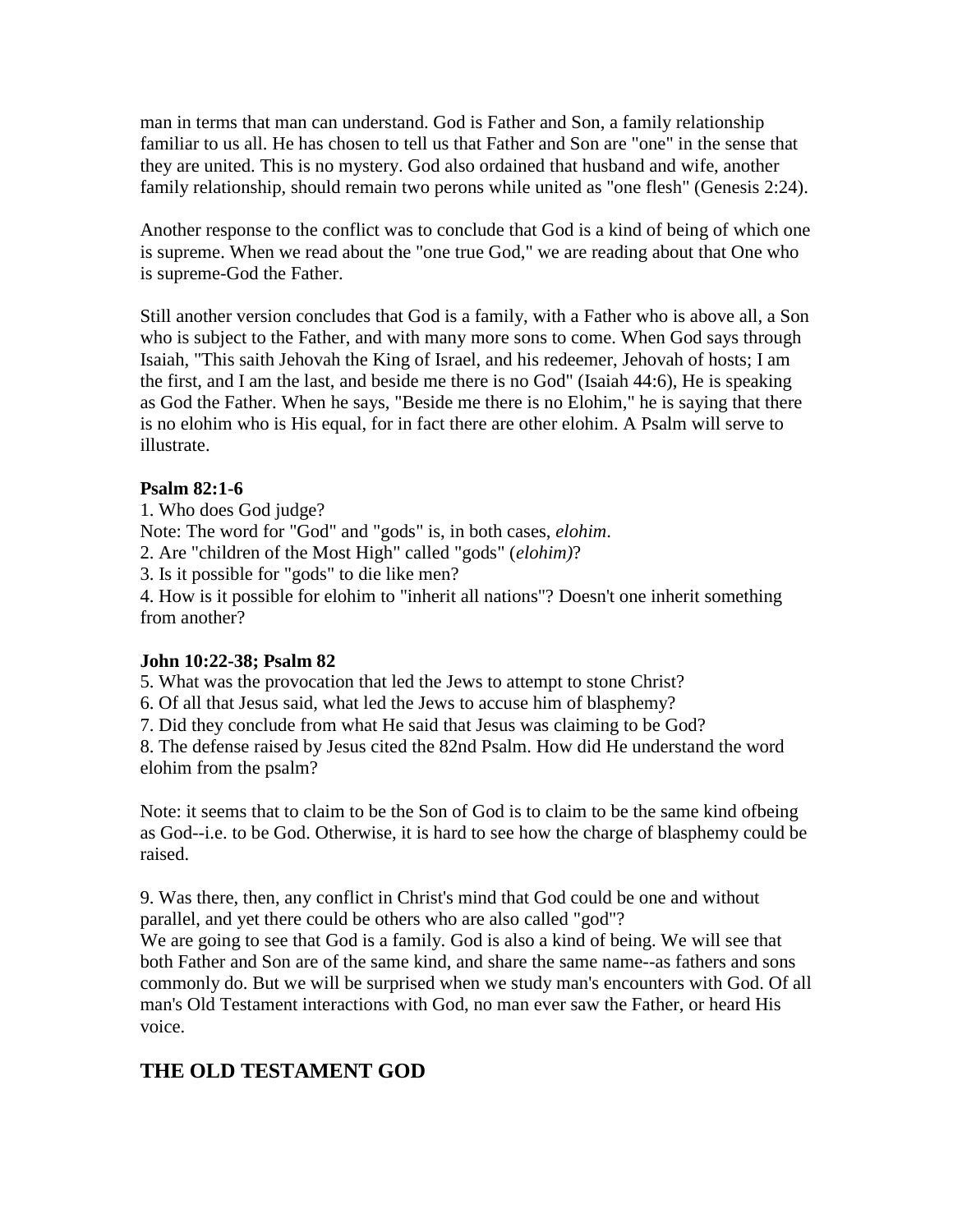man in terms that man can understand. God is Father and Son, a family relationship familiar to us all. He has chosen to tell us that Father and Son are "one" in the sense that they are united. This is no mystery. God also ordained that husband and wife, another family relationship, should remain two perons while united as "one flesh" (Genesis 2:24).

Another response to the conflict was to conclude that God is a kind of being of which one is supreme. When we read about the "one true God," we are reading about that One who is supreme-God the Father.

Still another version concludes that God is a family, with a Father who is above all, a Son who is subject to the Father, and with many more sons to come. When God says through Isaiah, "This saith Jehovah the King of Israel, and his redeemer, Jehovah of hosts; I am the first, and I am the last, and beside me there is no God" (Isaiah 44:6), He is speaking as God the Father. When he says, "Beside me there is no Elohim," he is saying that there is no elohim who is His equal, for in fact there are other elohim. A Psalm will serve to illustrate.

**Psalm 82:1-6**

1. Who does God judge?

Note: The word for "God" and "gods" is, in both cases, *elohim*.

2. Are "children of the Most High" called "gods" (*elohim)*?
3. Is it possible for "gods" to die like men?
4. How is it possible for elohim to "inherit all nations"? Doesn't one inherit something from another?

**John 10:22-38; Psalm 82**

5. What was the provocation that led the Jews to attempt to stone Christ?
6. Of all that Jesus said, what led the Jews to accuse him of blasphemy?
7. Did they conclude from what He said that Jesus was claiming to be God?
8. The defense raised by Jesus cited the 82nd Psalm. How did He understand the word elohim from the psalm?

Note: it seems that to claim to be the Son of God is to claim to be the same kind ofbeing as God--i.e. to be God. Otherwise, it is hard to see how the charge of blasphemy could be raised.

9. Was there, then, any conflict in Christ's mind that God could be one and without parallel, and yet there could be others who are also called "god"?

We are going to see that God is a family. God is also a kind of being. We will see that both Father and Son are of the same kind, and share the same name--as fathers and sons commonly do. But we will be surprised when we study man's encounters with God. Of all man's Old Testament interactions with God, no man ever saw the Father, or heard His voice.

## THE OLD TESTAMENT GOD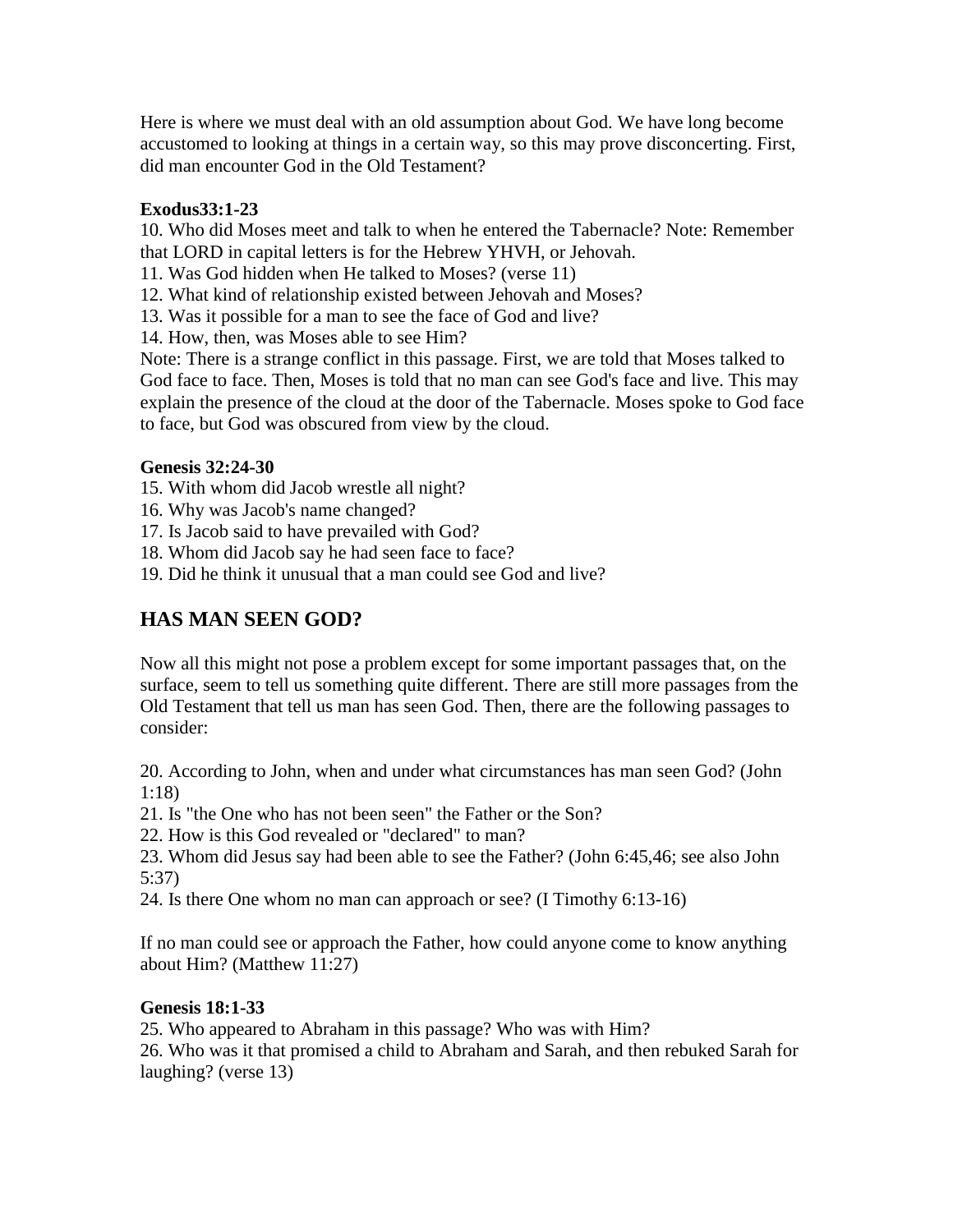Here is where we must deal with an old assumption about God. We have long become accustomed to looking at things in a certain way, so this may prove disconcerting. First, did man encounter God in the Old Testament?

**Exodus33:1-23**

10. Who did Moses meet and talk to when he entered the Tabernacle? Note: Remember that LORD in capital letters is for the Hebrew YHVH, or Jehovah.
11. Was God hidden when He talked to Moses? (verse 11)
12. What kind of relationship existed between Jehovah and Moses?
13. Was it possible for a man to see the face of God and live?
14. How, then, was Moses able to see Him?

Note: There is a strange conflict in this passage. First, we are told that Moses talked to God face to face. Then, Moses is told that no man can see God's face and live. This may explain the presence of the cloud at the door of the Tabernacle. Moses spoke to God face to face, but God was obscured from view by the cloud.

**Genesis 32:24-30**

15. With whom did Jacob wrestle all night?
16. Why was Jacob's name changed?
17. Is Jacob said to have prevailed with God?
18. Whom did Jacob say he had seen face to face?
19. Did he think it unusual that a man could see God and live?

## HAS MAN SEEN GOD?

Now all this might not pose a problem except for some important passages that, on the surface, seem to tell us something quite different. There are still more passages from the Old Testament that tell us man has seen God. Then, there are the following passages to consider:

20. According to John, when and under what circumstances has man seen God? (John 1:18)
21. Is "the One who has not been seen" the Father or the Son?
22. How is this God revealed or "declared" to man?
23. Whom did Jesus say had been able to see the Father? (John 6:45,46; see also John 5:37)
24. Is there One whom no man can approach or see? (I Timothy 6:13-16)

If no man could see or approach the Father, how could anyone come to know anything about Him? (Matthew 11:27)

**Genesis 18:1-33**

25. Who appeared to Abraham in this passage? Who was with Him?
26. Who was it that promised a child to Abraham and Sarah, and then rebuked Sarah for laughing? (verse 13)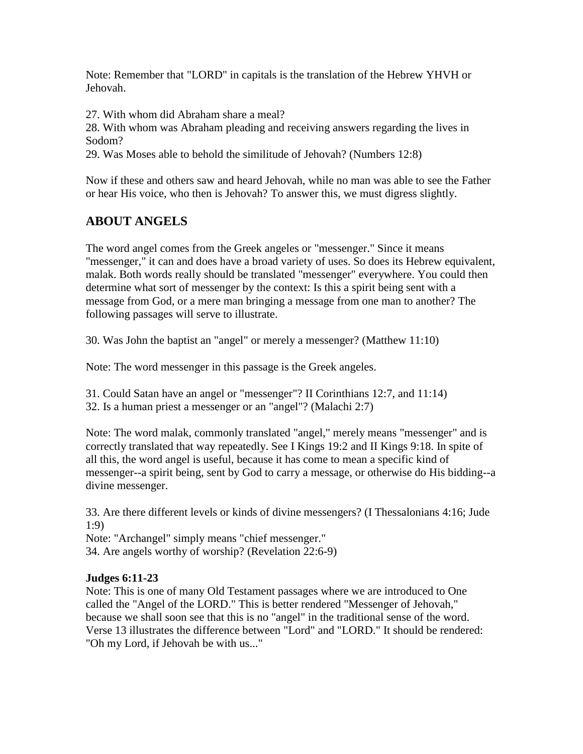Note: Remember that "LORD" in capitals is the translation of the Hebrew YHVH or Jehovah.

27. With whom did Abraham share a meal?
28. With whom was Abraham pleading and receiving answers regarding the lives in Sodom?
29. Was Moses able to behold the similitude of Jehovah? (Numbers 12:8)

Now if these and others saw and heard Jehovah, while no man was able to see the Father or hear His voice, who then is Jehovah? To answer this, we must digress slightly.

## ABOUT ANGELS

The word angel comes from the Greek angeles or "messenger." Since it means "messenger," it can and does have a broad variety of uses. So does its Hebrew equivalent, malak. Both words really should be translated "messenger" everywhere. You could then determine what sort of messenger by the context: Is this a spirit being sent with a message from God, or a mere man bringing a message from one man to another? The following passages will serve to illustrate.

30. Was John the baptist an "angel" or merely a messenger? (Matthew 11:10)

Note: The word messenger in this passage is the Greek angeles.

31. Could Satan have an angel or "messenger"? II Corinthians 12:7, and 11:14)
32. Is a human priest a messenger or an "angel"? (Malachi 2:7)

Note: The word malak, commonly translated "angel," merely means "messenger" and is correctly translated that way repeatedly. See I Kings 19:2 and II Kings 9:18. In spite of all this, the word angel is useful, because it has come to mean a specific kind of messenger--a spirit being, sent by God to carry a message, or otherwise do His bidding--a divine messenger.

33. Are there different levels or kinds of divine messengers? (I Thessalonians 4:16; Jude 1:9)
Note: "Archangel" simply means "chief messenger."
34. Are angels worthy of worship? (Revelation 22:6-9)

**Judges 6:11-23**
Note: This is one of many Old Testament passages where we are introduced to One called the "Angel of the LORD." This is better rendered "Messenger of Jehovah," because we shall soon see that this is no "angel" in the traditional sense of the word. Verse 13 illustrates the difference between "Lord" and "LORD." It should be rendered: "Oh my Lord, if Jehovah be with us..."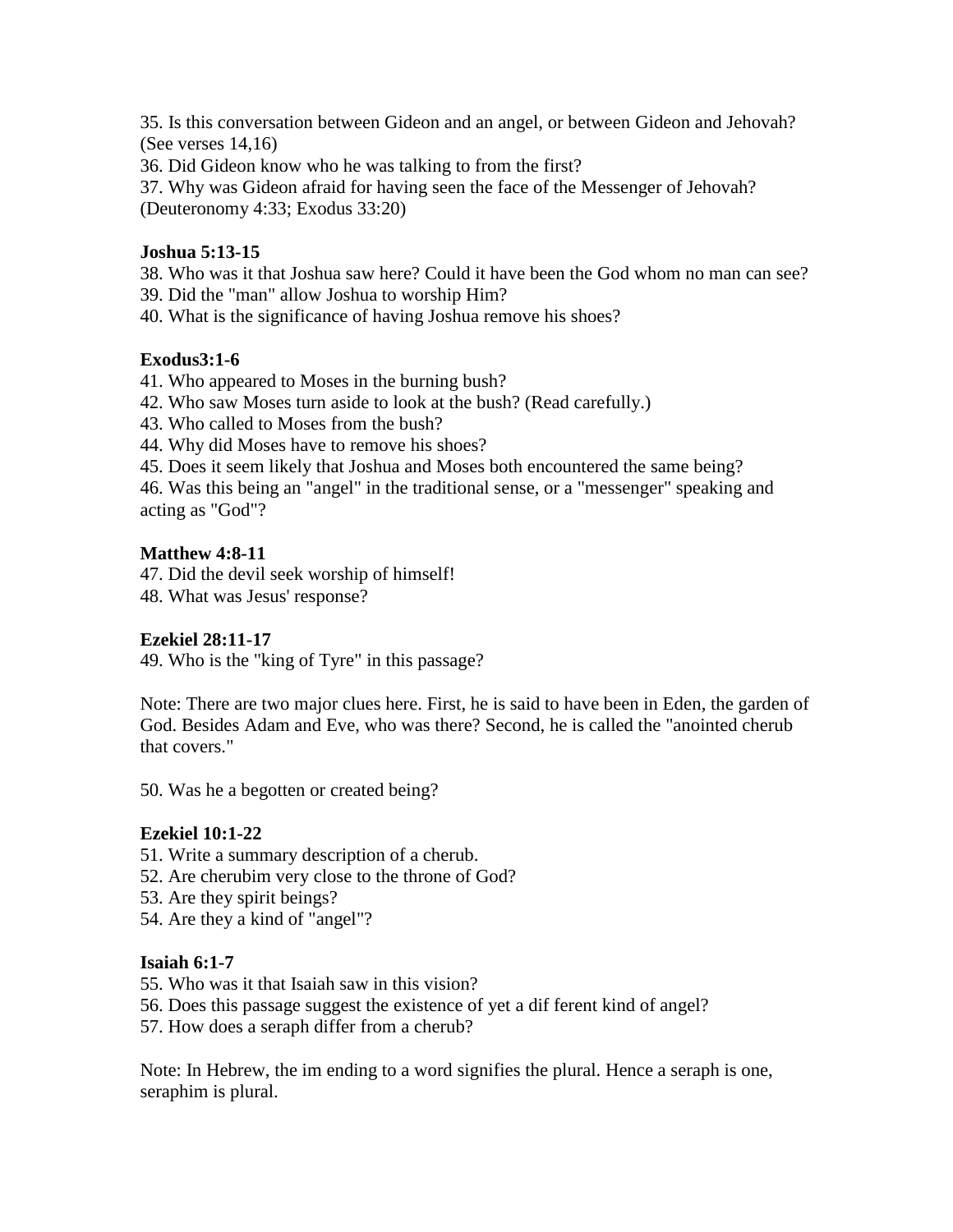35. Is this conversation between Gideon and an angel, or between Gideon and Jehovah? (See verses 14,16)
36. Did Gideon know who he was talking to from the first?
37. Why was Gideon afraid for having seen the face of the Messenger of Jehovah? (Deuteronomy 4:33; Exodus 33:20)

**Joshua 5:13-15**

38. Who was it that Joshua saw here? Could it have been the God whom no man can see?
39. Did the "man" allow Joshua to worship Him?
40. What is the significance of having Joshua remove his shoes?

**Exodus3:1-6**

41. Who appeared to Moses in the burning bush?
42. Who saw Moses turn aside to look at the bush? (Read carefully.)
43. Who called to Moses from the bush?
44. Why did Moses have to remove his shoes?
45. Does it seem likely that Joshua and Moses both encountered the same being?
46. Was this being an "angel" in the traditional sense, or a "messenger" speaking and acting as "God"?

**Matthew 4:8-11**

47. Did the devil seek worship of himself!
48. What was Jesus' response?

**Ezekiel 28:11-17**

49. Who is the "king of Tyre" in this passage?

Note: There are two major clues here. First, he is said to have been in Eden, the garden of God. Besides Adam and Eve, who was there? Second, he is called the "anointed cherub that covers."

50. Was he a begotten or created being?

**Ezekiel 10:1-22**

51. Write a summary description of a cherub.
52. Are cherubim very close to the throne of God?
53. Are they spirit beings?
54. Are they a kind of "angel"?

**Isaiah 6:1-7**

55. Who was it that Isaiah saw in this vision?
56. Does this passage suggest the existence of yet a dif ferent kind of angel?
57. How does a seraph differ from a cherub?

Note: In Hebrew, the im ending to a word signifies the plural. Hence a seraph is one, seraphim is plural.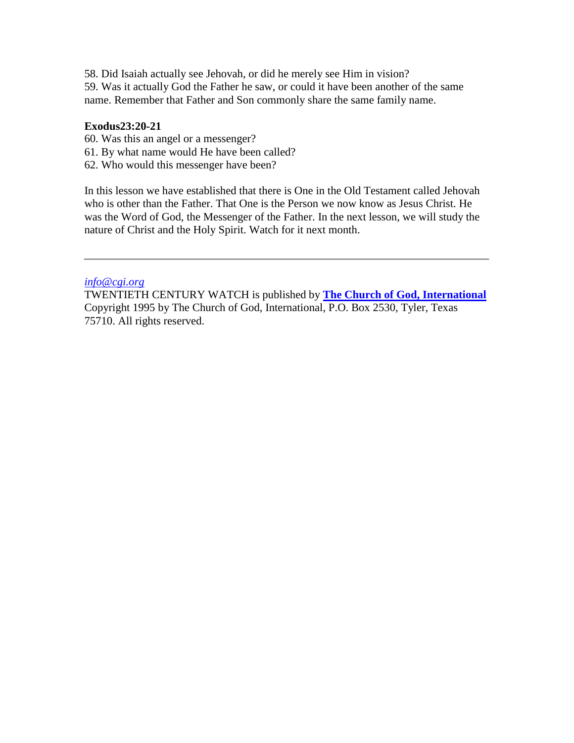58. Did Isaiah actually see Jehovah, or did he merely see Him in vision?
59. Was it actually God the Father he saw, or could it have been another of the same name. Remember that Father and Son commonly share the same family name.

**Exodus23:20-21**

60. Was this an angel or a messenger?
61. By what name would He have been called?
62. Who would this messenger have been?

In this lesson we have established that there is One in the Old Testament called Jehovah who is other than the Father. That One is the Person we now know as Jesus Christ. He was the Word of God, the Messenger of the Father. In the next lesson, we will study the nature of Christ and the Holy Spirit. Watch for it next month.

---

*info@cgi.org*
TWENTIETH CENTURY WATCH is published by **The Church of God, International**
Copyright 1995 by The Church of God, International, P.O. Box 2530, Tyler, Texas 75710. All rights reserved.